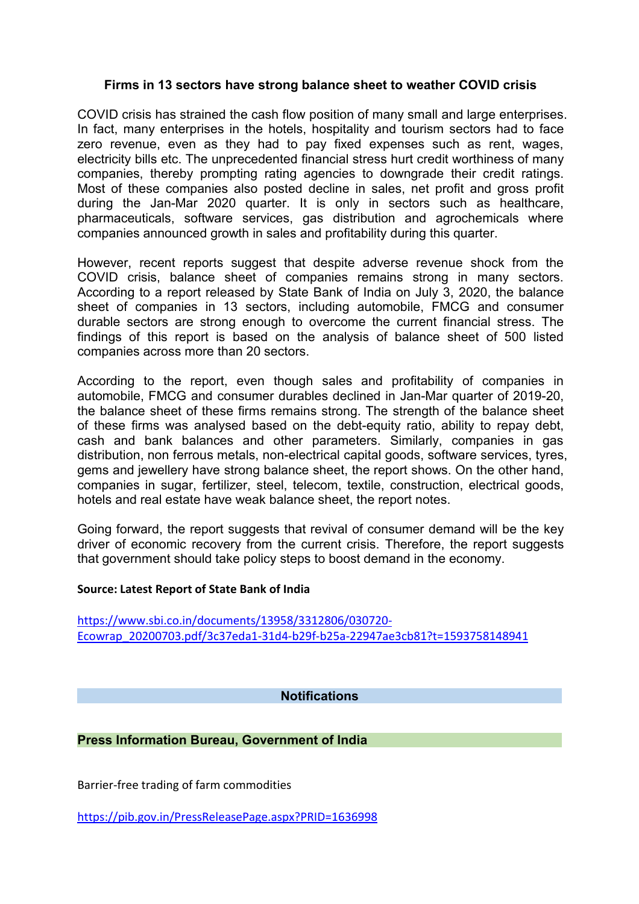## Firms in 13 sectors have strong balance sheet to weather COVID crisis

COVID crisis has strained the cash flow position of many small and large enterprises. In fact, many enterprises in the hotels, hospitality and tourism sectors had to face zero revenue, even as they had to pay fixed expenses such as rent, wages, electricity bills etc. The unprecedented financial stress hurt credit worthiness of many companies, thereby prompting rating agencies to downgrade their credit ratings. Most of these companies also posted decline in sales, net profit and gross profit during the Jan-Mar 2020 quarter. It is only in sectors such as healthcare, pharmaceuticals, software services, gas distribution and agrochemicals where companies announced growth in sales and profitability during this quarter.

However, recent reports suggest that despite adverse revenue shock from the COVID crisis, balance sheet of companies remains strong in many sectors. According to a report released by State Bank of India on July 3, 2020, the balance sheet of companies in 13 sectors, including automobile, FMCG and consumer durable sectors are strong enough to overcome the current financial stress. The findings of this report is based on the analysis of balance sheet of 500 listed companies across more than 20 sectors.

According to the report, even though sales and profitability of companies in automobile, FMCG and consumer durables declined in Jan-Mar quarter of 2019-20, the balance sheet of these firms remains strong. The strength of the balance sheet of these firms was analysed based on the debt-equity ratio, ability to repay debt, cash and bank balances and other parameters. Similarly, companies in gas distribution, non ferrous metals, non-electrical capital goods, software services, tyres, gems and jewellery have strong balance sheet, the report shows. On the other hand, companies in sugar, fertilizer, steel, telecom, textile, construction, electrical goods, hotels and real estate have weak balance sheet, the report notes.

Going forward, the report suggests that revival of consumer demand will be the key driver of economic recovery from the current crisis. Therefore, the report suggests that government should take policy steps to boost demand in the economy.

**Source: Latest Report of State Bank of India**

https://www.sbi.co.in/documents/13958/3312806/030720-Ecowrap_20200703.pdf/3c37eda1-31d4-b29f-b25a-22947ae3cb81?t=1593758148941

## Notifications

### Press Information Bureau, Government of India

Barrier-free trading of farm commodities

https://pib.gov.in/PressReleasePage.aspx?PRID=1636998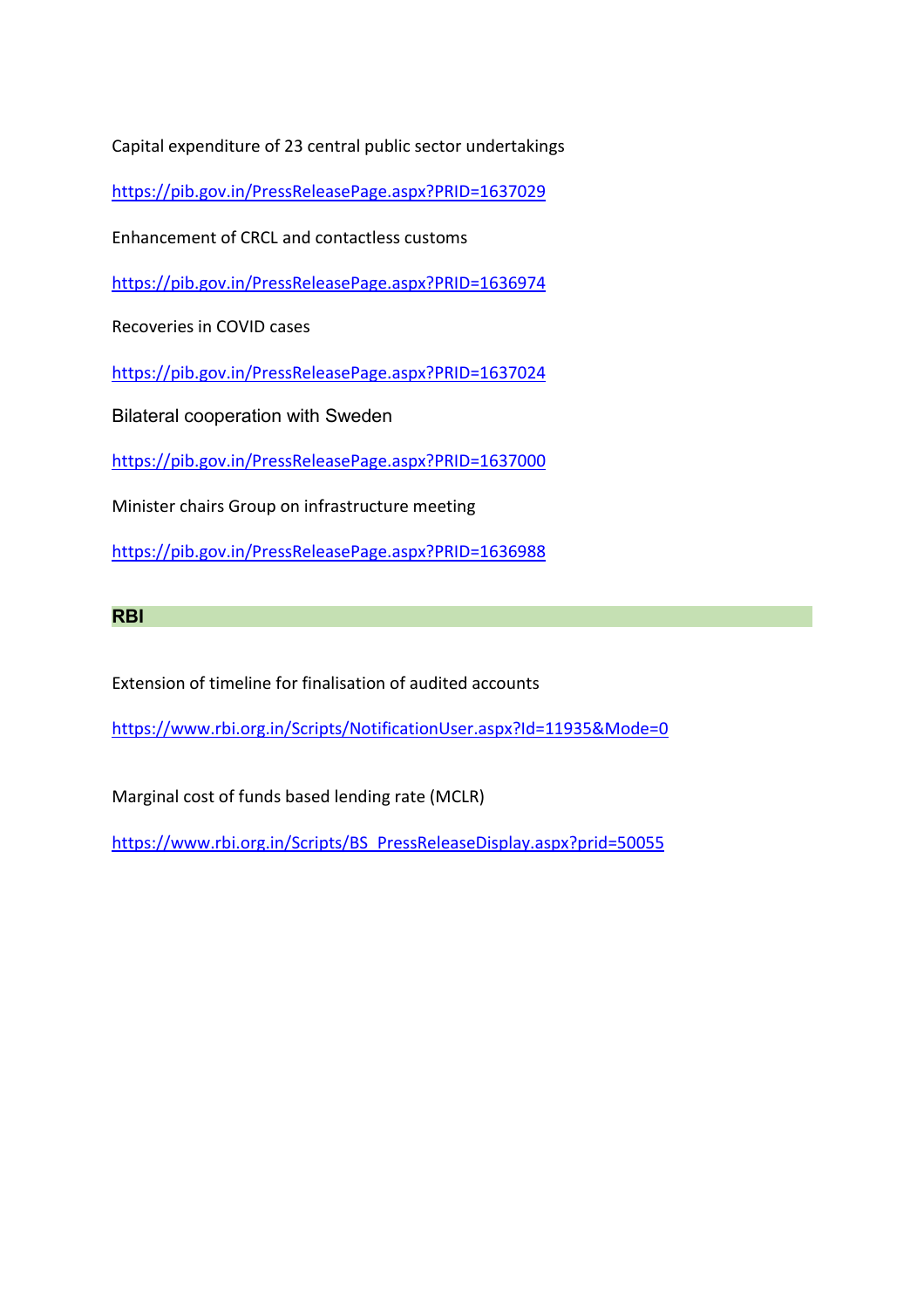Capital expenditure of 23 central public sector undertakings

https://pib.gov.in/PressReleasePage.aspx?PRID=1637029

Enhancement of CRCL and contactless customs

https://pib.gov.in/PressReleasePage.aspx?PRID=1636974

Recoveries in COVID cases

https://pib.gov.in/PressReleasePage.aspx?PRID=1637024

Bilateral cooperation with Sweden

https://pib.gov.in/PressReleasePage.aspx?PRID=1637000

Minister chairs Group on infrastructure meeting

https://pib.gov.in/PressReleasePage.aspx?PRID=1636988

## RBI

Extension of timeline for finalisation of audited accounts

https://www.rbi.org.in/Scripts/NotificationUser.aspx?Id=11935&Mode=0

Marginal cost of funds based lending rate (MCLR)

https://www.rbi.org.in/Scripts/BS_PressReleaseDisplay.aspx?prid=50055